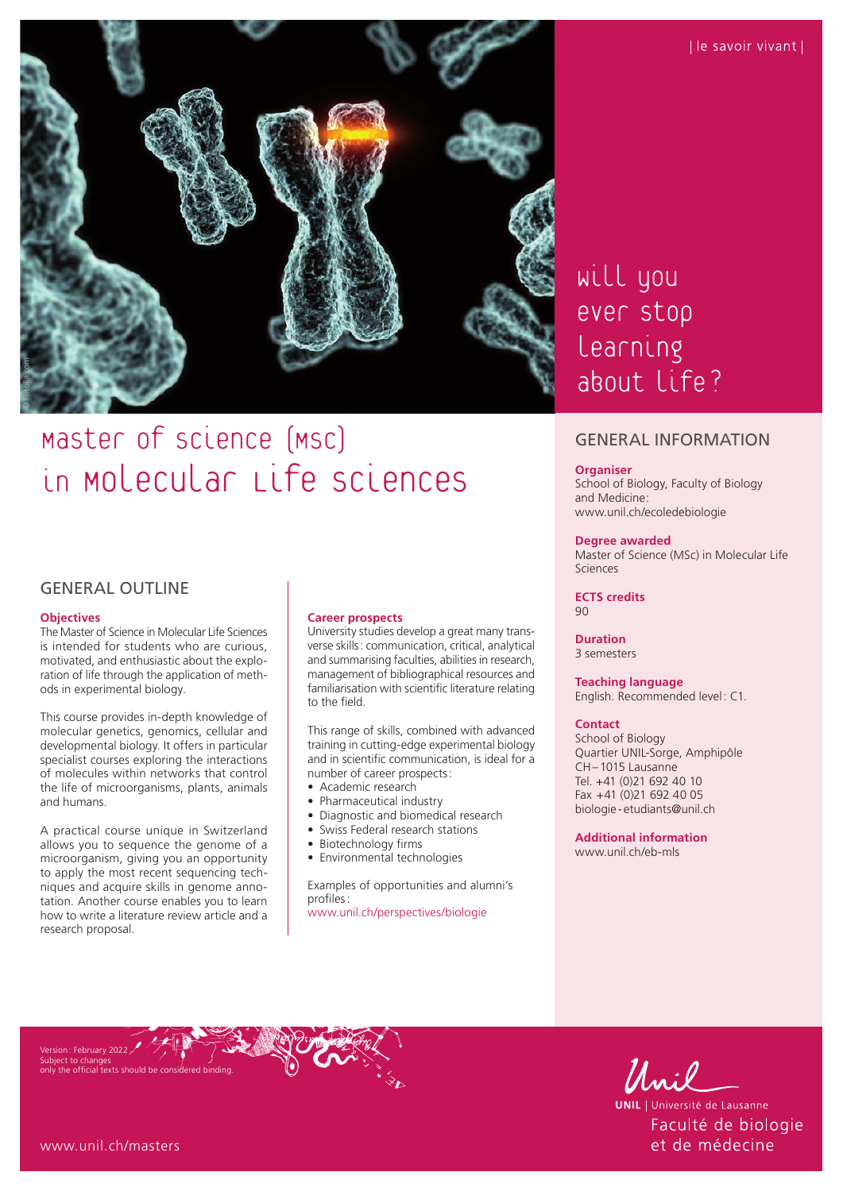| le savoir vivant |

will you ever stop learning about life?

# Master of Science (MSc) in Molecular Life Sciences

## GENERAL OUTLINE

### Objectives

The Master of Science in Molecular Life Sciences is intended for students who are curious, motivated, and enthusiastic about the exploration of life through the application of methods in experimental biology.

This course provides in-depth knowledge of molecular genetics, genomics, cellular and developmental biology. It offers in particular specialist courses exploring the interactions of molecules within networks that control the life of microorganisms, plants, animals and humans.

A practical course unique in Switzerland allows you to sequence the genome of a microorganism, giving you an opportunity to apply the most recent sequencing techniques and acquire skills in genome annotation. Another course enables you to learn how to write a literature review article and a research proposal.

### Career prospects

University studies develop a great many transverse skills: communication, critical, analytical and summarising faculties, abilities in research, management of bibliographical resources and familiarisation with scientific literature relating to the field.

This range of skills, combined with advanced training in cutting-edge experimental biology and in scientific communication, is ideal for a number of career prospects:

- Academic research
- Pharmaceutical industry
- Diagnostic and biomedical research
- Swiss Federal research stations
- Biotechnology firms
- Environmental technologies

Examples of opportunities and alumni's profiles:
www.unil.ch/perspectives/biologie

## GENERAL INFORMATION

### Organiser
School of Biology, Faculty of Biology and Medicine:
www.unil.ch/ecoledebiologie

### Degree awarded
Master of Science (MSc) in Molecular Life Sciences

### ECTS credits
90

### Duration
3 semesters

### Teaching language
English. Recommended level: C1.

### Contact
School of Biology
Quartier UNIL-Sorge, Amphipôle
CH – 1015 Lausanne
Tel. +41 (0)21 692 40 10
Fax +41 (0)21 692 40 05
biologie-etudiants@unil.ch

### Additional information
www.unil.ch/eb-mls

Version: February 2022
Subject to changes
only the official texts should be considered binding.

www.unil.ch/masters

UNIL | Université de Lausanne
Faculté de biologie et de médecine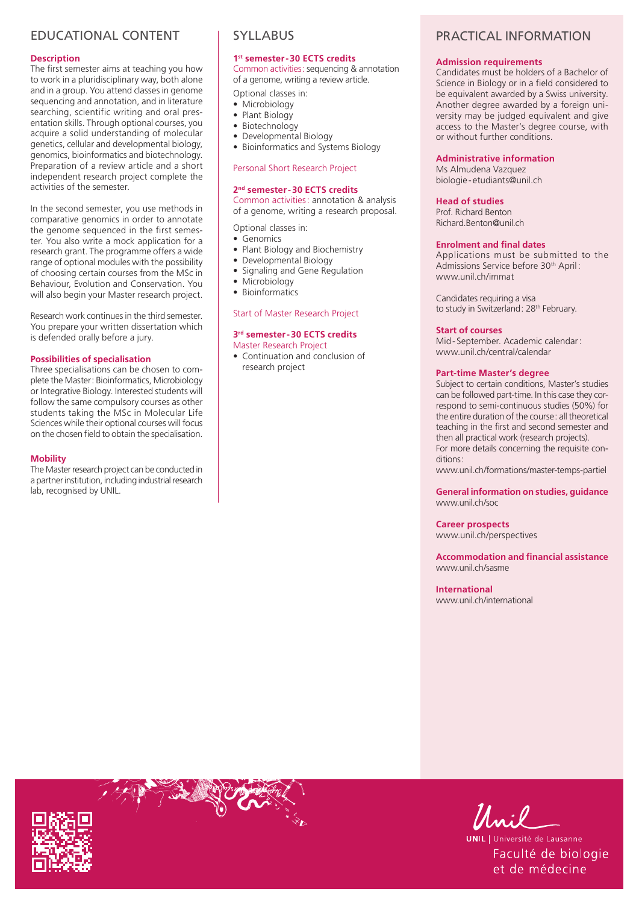## EDUCATIONAL CONTENT

### Description

The first semester aims at teaching you how to work in a pluridisciplinary way, both alone and in a group. You attend classes in genome sequencing and annotation, and in literature searching, scientific writing and oral presentation skills. Through optional courses, you acquire a solid understanding of molecular genetics, cellular and developmental biology, genomics, bioinformatics and biotechnology. Preparation of a review article and a short independent research project complete the activities of the semester.

In the second semester, you use methods in comparative genomics in order to annotate the genome sequenced in the first semester. You also write a mock application for a research grant. The programme offers a wide range of optional modules with the possibility of choosing certain courses from the MSc in Behaviour, Evolution and Conservation. You will also begin your Master research project.

Research work continues in the third semester. You prepare your written dissertation which is defended orally before a jury.

### Possibilities of specialisation

Three specialisations can be chosen to complete the Master: Bioinformatics, Microbiology or Integrative Biology. Interested students will follow the same compulsory courses as other students taking the MSc in Molecular Life Sciences while their optional courses will focus on the chosen field to obtain the specialisation.

### Mobility

The Master research project can be conducted in a partner institution, including industrial research lab, recognised by UNIL.

## SYLLABUS

### 1st semester - 30 ECTS credits

Common activities: sequencing & annotation of a genome, writing a review article.

Optional classes in:
- Microbiology
- Plant Biology
- Biotechnology
- Developmental Biology
- Bioinformatics and Systems Biology

Personal Short Research Project

### 2nd semester - 30 ECTS credits

Common activities: annotation & analysis of a genome, writing a research proposal.

Optional classes in:
- Genomics
- Plant Biology and Biochemistry
- Developmental Biology
- Signaling and Gene Regulation
- Microbiology
- Bioinformatics

Start of Master Research Project

### 3rd semester - 30 ECTS credits

Master Research Project
- Continuation and conclusion of research project

## PRACTICAL INFORMATION

### Admission requirements

Candidates must be holders of a Bachelor of Science in Biology or in a field considered to be equivalent awarded by a Swiss university. Another degree awarded by a foreign university may be judged equivalent and give access to the Master's degree course, with or without further conditions.

### Administrative information

Ms Almudena Vazquez
biologie-etudiants@unil.ch

### Head of studies

Prof. Richard Benton
Richard.Benton@unil.ch

### Enrolment and final dates

Applications must be submitted to the Admissions Service before 30th April:
www.unil.ch/immat

Candidates requiring a visa to study in Switzerland: 28th February.

### Start of courses

Mid-September. Academic calendar:
www.unil.ch/central/calendar

### Part-time Master's degree

Subject to certain conditions, Master's studies can be followed part-time. In this case they correspond to semi-continuous studies (50%) for the entire duration of the course: all theoretical teaching in the first and second semester and then all practical work (research projects).
For more details concerning the requisite conditions:
www.unil.ch/formations/master-temps-partiel

### General information on studies, guidance

www.unil.ch/soc

### Career prospects

www.unil.ch/perspectives

### Accommodation and financial assistance

www.unil.ch/sasme

### International

www.unil.ch/international

UNIL | Université de Lausanne
Faculté de biologie et de médecine